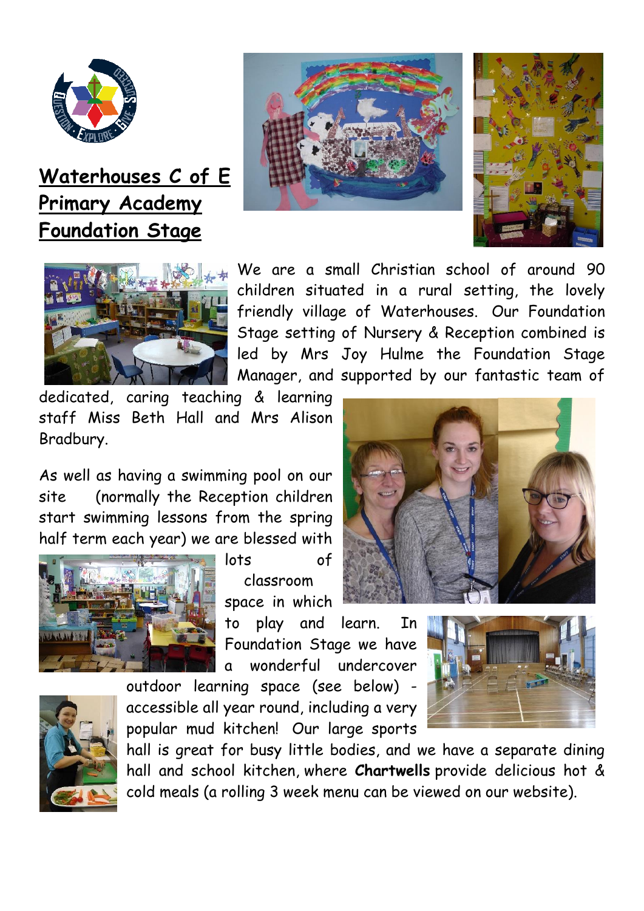# Waterhouses C of E Primary Academy Foundation Stage

We are a small Christian school of around 90 children situated in a rural setting, the lovely friendly village of Waterhouses. Our Foundation Stage setting of Nursery & Reception combined is led by Mrs Joy Hulme the Foundation Stage Manager, and supported by our fantastic team of dedicated, caring teaching & learning staff Miss Beth Hall and Mrs Alison Bradbury.

As well as having a swimming pool on our site (normally the Reception children start swimming lessons from the spring half term each year) we are blessed with lots of classroom space in which to play and learn. In Foundation Stage we have a wonderful undercover outdoor learning space (see below) - accessible all year round, including a very popular mud kitchen! Our large sports hall is great for busy little bodies, and we have a separate dining hall and school kitchen, where **Chartwells** provide delicious hot & cold meals (a rolling 3 week menu can be viewed on our website).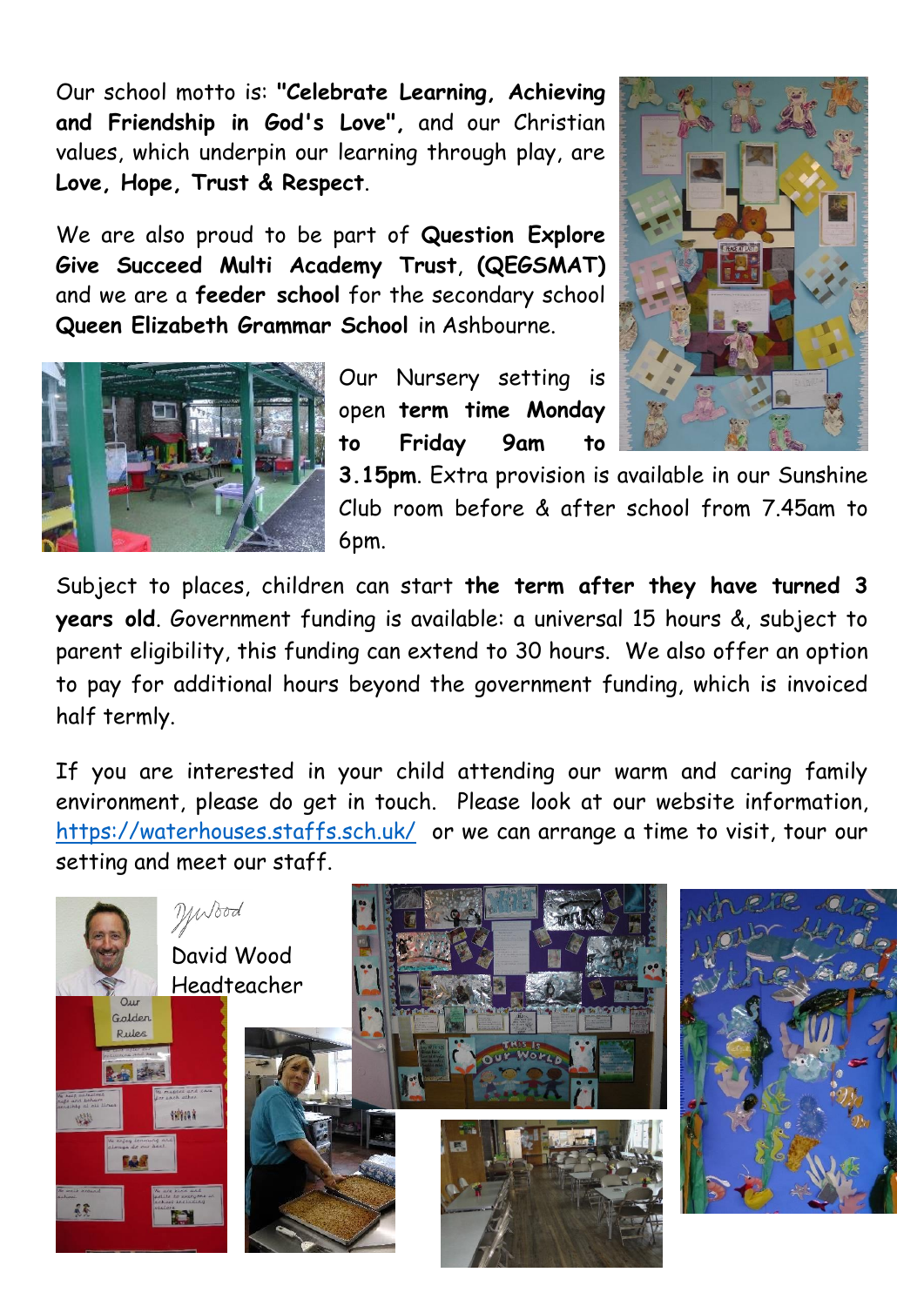Our school motto is: **"Celebrate Learning, Achieving and Friendship in God's Love"**, and our Christian values, which underpin our learning through play, are **Love, Hope, Trust & Respect**.

We are also proud to be part of **Question Explore Give Succeed Multi Academy Trust**, **(QEGSMAT)** and we are a **feeder school** for the secondary school **Queen Elizabeth Grammar School** in Ashbourne.

Our Nursery setting is open **term time Monday to Friday 9am to 3.15pm**. Extra provision is available in our Sunshine Club room before & after school from 7.45am to 6pm.

Subject to places, children can start **the term after they have turned 3 years old**. Government funding is available: a universal 15 hours &, subject to parent eligibility, this funding can extend to 30 hours. We also offer an option to pay for additional hours beyond the government funding, which is invoiced half termly.

If you are interested in your child attending our warm and caring family environment, please do get in touch. Please look at our website information, https://waterhouses.staffs.sch.uk/ or we can arrange a time to visit, tour our setting and meet our staff.

David Wood
Headteacher